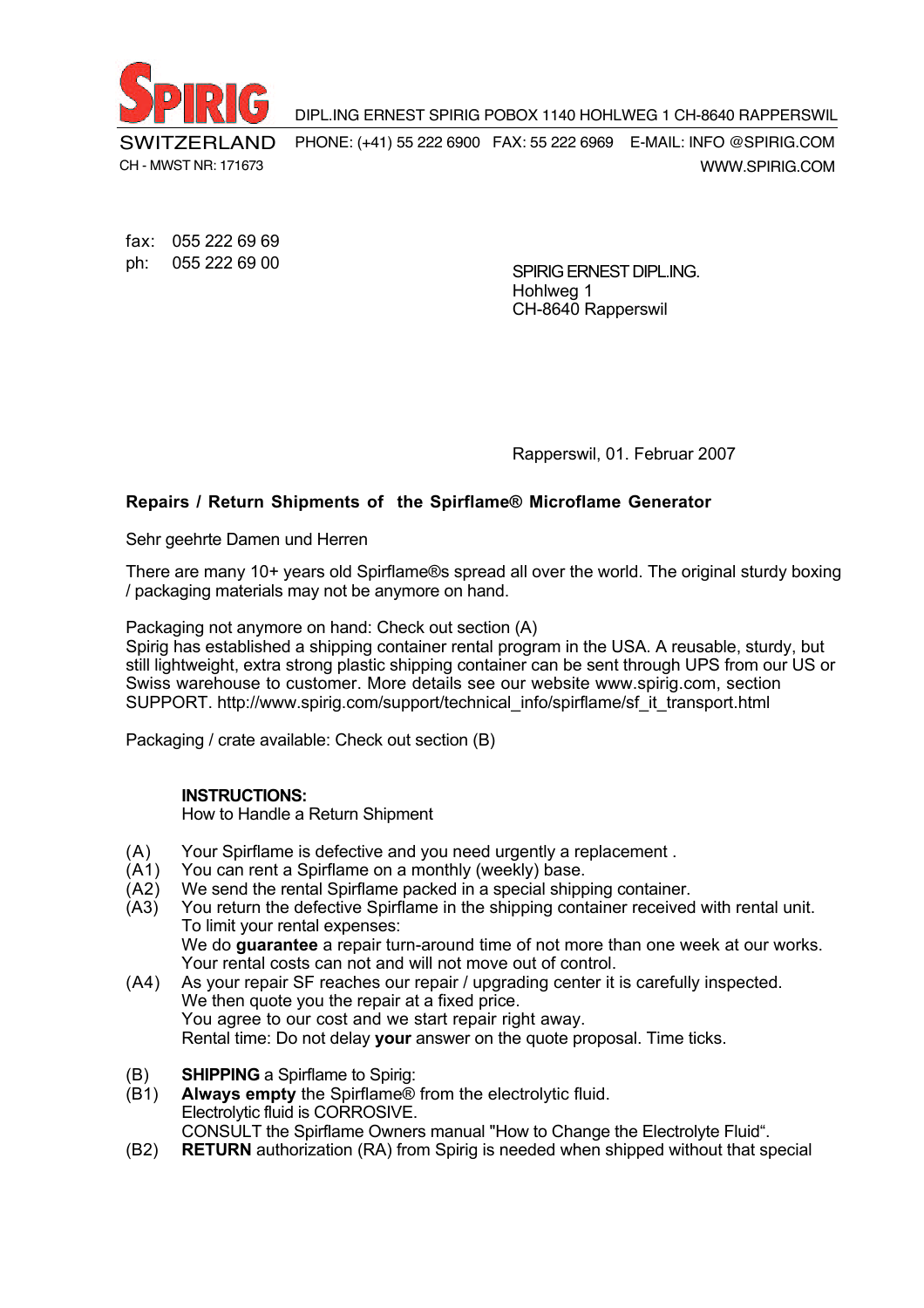SPIRIG

DIPL.ING ERNEST SPIRIG POBOX 1140 HOHLWEG 1 CH-8640 RAPPERSWIL

SWITZERLAND PHONE: (+41) 55 222 6900 FAX: 55 222 6969 E-MAIL: INFO @SPIRIG.COM

CH - MWST NR: 171673 WWW.SPIRIG.COM

fax: 055 222 69 69
ph: 055 222 69 00

SPIRIG ERNEST DIPL.ING.
Hohlweg 1
CH-8640 Rapperswil

Rapperswil, 01. Februar 2007

**Repairs / Return Shipments of the Spirflame® Microflame Generator**

Sehr geehrte Damen und Herren

There are many 10+ years old Spirflame®s spread all over the world. The original sturdy boxing / packaging materials may not be anymore on hand.

Packaging not anymore on hand: Check out section (A)
Spirig has established a shipping container rental program in the USA. A reusable, sturdy, but still lightweight, extra strong plastic shipping container can be sent through UPS from our US or Swiss warehouse to customer. More details see our website www.spirig.com, section SUPPORT. http://www.spirig.com/support/technical_info/spirflame/sf_it_transport.html

Packaging / crate available: Check out section (B)

**INSTRUCTIONS:**
How to Handle a Return Shipment

(A) Your Spirflame is defective and you need urgently a replacement .
(A1) You can rent a Spirflame on a monthly (weekly) base.
(A2) We send the rental Spirflame packed in a special shipping container.
(A3) You return the defective Spirflame in the shipping container received with rental unit.
To limit your rental expenses:
We do **guarantee** a repair turn-around time of not more than one week at our works.
Your rental costs can not and will not move out of control.
(A4) As your repair SF reaches our repair / upgrading center it is carefully inspected.
We then quote you the repair at a fixed price.
You agree to our cost and we start repair right away.
Rental time: Do not delay **your** answer on the quote proposal. Time ticks.

(B) **SHIPPING** a Spirflame to Spirig:
(B1) **Always empty** the Spirflame® from the electrolytic fluid.
Electrolytic fluid is CORROSIVE.
CONSULT the Spirflame Owners manual "How to Change the Electrolyte Fluid".
(B2) **RETURN** authorization (RA) from Spirig is needed when shipped without that special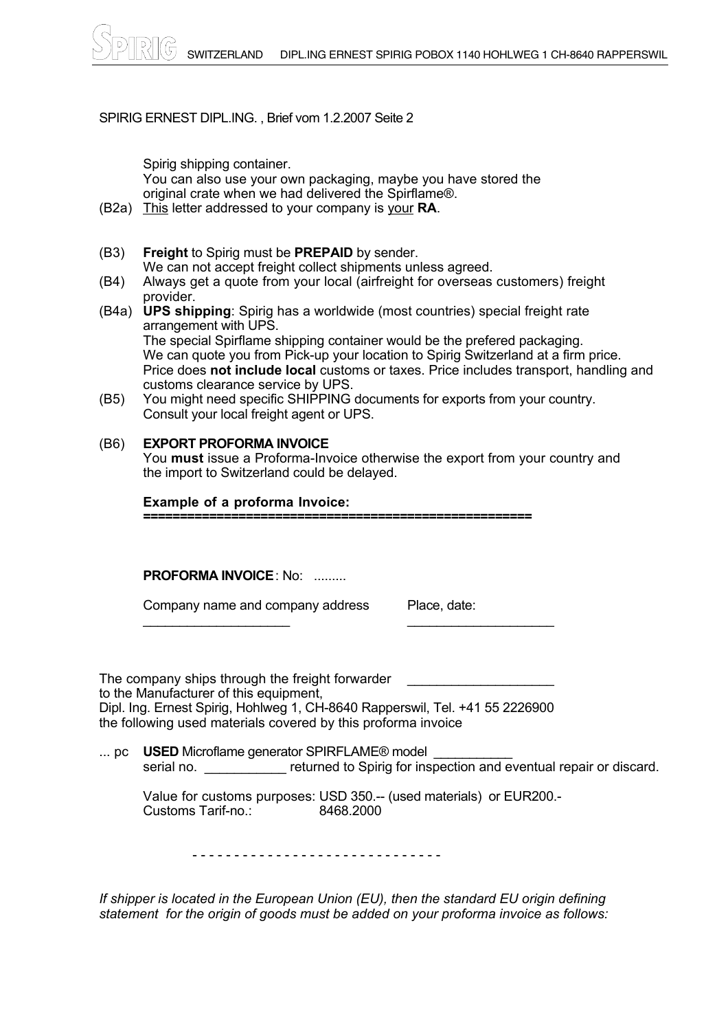SPIRIG ERNEST DIPL.ING. , Brief vom 1.2.2007 Seite 2

Spirig shipping container.
You can also use your own packaging, maybe you have stored the original crate when we had delivered the Spirflame®.

(B2a) This letter addressed to your company is your **RA**.

(B3) **Freight** to Spirig must be **PREPAID** by sender.
We can not accept freight collect shipments unless agreed.

(B4) Always get a quote from your local (airfreight for overseas customers) freight provider.

(B4a) **UPS shipping**: Spirig has a worldwide (most countries) special freight rate arrangement with UPS.
The special Spirflame shipping container would be the prefered packaging.
We can quote you from Pick-up your location to Spirig Switzerland at a firm price.
Price does **not include local** customs or taxes. Price includes transport, handling and customs clearance service by UPS.

(B5) You might need specific SHIPPING documents for exports from your country.
Consult your local freight agent or UPS.

(B6) **EXPORT PROFORMA INVOICE**
You **must** issue a Proforma-Invoice otherwise the export from your country and the import to Switzerland could be delayed.

**Example of a proforma Invoice:**
**=====================================================**

**PROFORMA INVOICE**: No: .........

Company name and company address ____________________

Place, date: ____________________

The company ships through the freight forwarder ____________________
to the Manufacturer of this equipment,
Dipl. Ing. Ernest Spirig, Hohlweg 1, CH-8640 Rapperswil, Tel. +41 55 2226900
the following used materials covered by this proforma invoice

... pc **USED** Microflame generator SPIRFLAME® model ___________
serial no. ___________ returned to Spirig for inspection and eventual repair or discard.

Value for customs purposes: USD 350.-- (used materials) or EUR200.-
Customs Tarif-no.: 8468.2000

\- - - - - - - - - - - - - - - - - - - - - - - - - - - - - -

*If shipper is located in the European Union (EU), then the standard EU origin defining statement for the origin of goods must be added on your proforma invoice as follows:*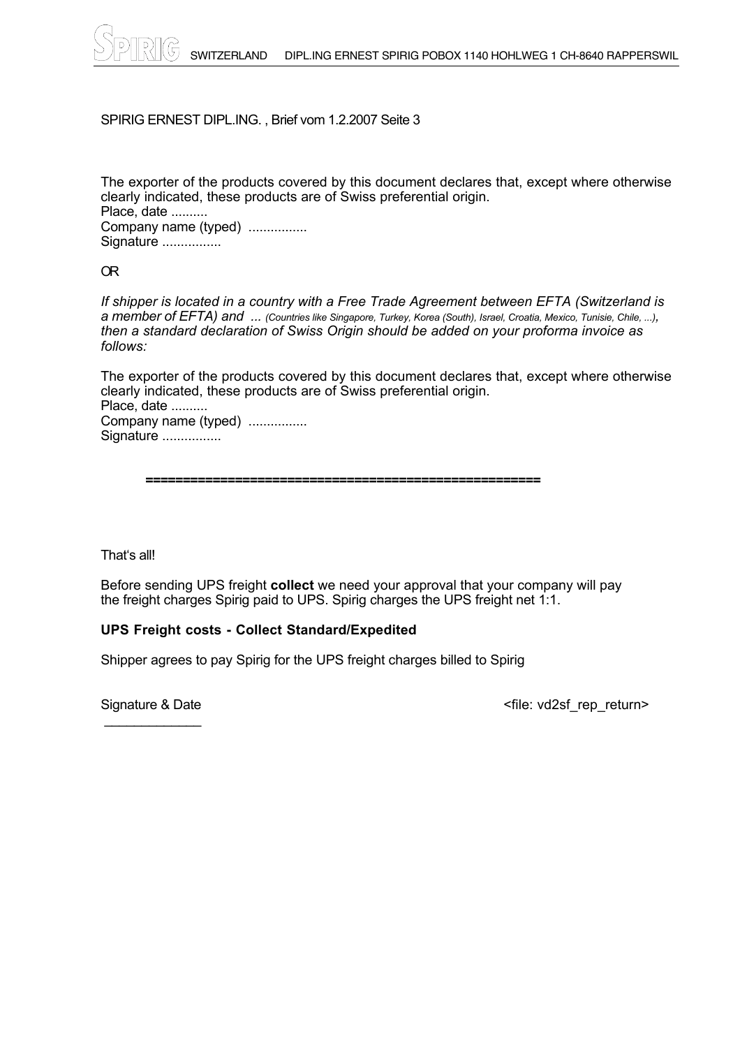SPIRIG ERNEST DIPL.ING. , Brief vom 1.2.2007 Seite 3

The exporter of the products covered by this document declares that, except where otherwise clearly indicated, these products are of Swiss preferential origin.
Place, date ..........
Company name (typed) ................
Signature ................

OR

*If shipper is located in a country with a Free Trade Agreement between EFTA (Switzerland is a member of EFTA) and ... (Countries like Singapore, Turkey, Korea (South), Israel, Croatia, Mexico, Tunisie, Chile, ...), then a standard declaration of Swiss Origin should be added on your proforma invoice as follows:*

The exporter of the products covered by this document declares that, except where otherwise clearly indicated, these products are of Swiss preferential origin.
Place, date ..........
Company name (typed) ................
Signature ................

=====================================================

That's all!

Before sending UPS freight **collect** we need your approval that your company will pay the freight charges Spirig paid to UPS. Spirig charges the UPS freight net 1:1.

**UPS Freight costs - Collect Standard/Expedited**

Shipper agrees to pay Spirig for the UPS freight charges billed to Spirig

Signature & Date <file: vd2sf_rep_return>

_____________